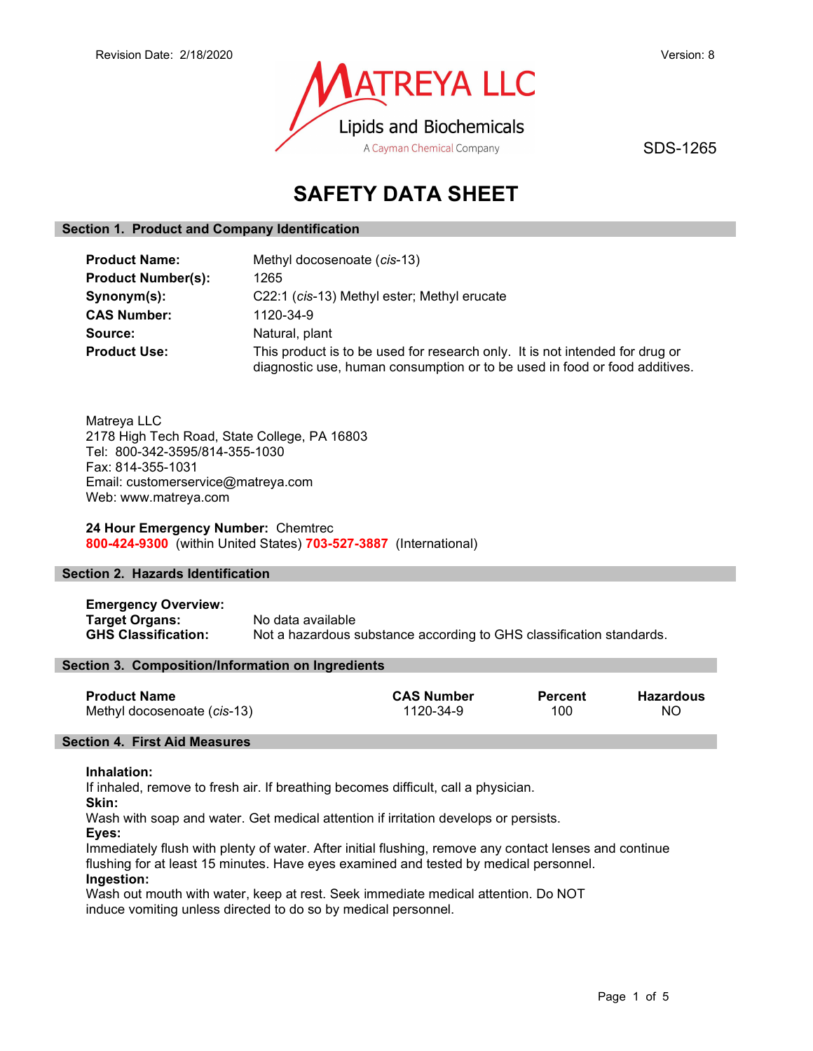Revision Date: 2/18/2020

Version: 8

MATREYA LLC
Lipids and Biochemicals
A Cayman Chemical Company

SDS-1265

# SAFETY DATA SHEET

## Section 1. Product and Company Identification

**Product Name:** Methyl docosenoate (*cis*-13)
**Product Number(s):** 1265
**Synonym(s):** C22:1 (*cis*-13) Methyl ester; Methyl erucate
**CAS Number:** 1120-34-9
**Source:** Natural, plant
**Product Use:** This product is to be used for research only. It is not intended for drug or diagnostic use, human consumption or to be used in food or food additives.

Matreya LLC
2178 High Tech Road, State College, PA 16803
Tel: 800-342-3595/814-355-1030
Fax: 814-355-1031
Email: customerservice@matreya.com
Web: www.matreya.com

**24 Hour Emergency Number:** Chemtrec
**800-424-9300** (within United States) **703-527-3887** (International)

## Section 2. Hazards Identification

**Emergency Overview:**
**Target Organs:** No data available
**GHS Classification:** Not a hazardous substance according to GHS classification standards.

## Section 3. Composition/Information on Ingredients

| Product Name | CAS Number | Percent | Hazardous |
|---|---|---|---|
| Methyl docosenoate (*cis*-13) | 1120-34-9 | 100 | NO |

## Section 4. First Aid Measures

**Inhalation:**
If inhaled, remove to fresh air. If breathing becomes difficult, call a physician.
**Skin:**
Wash with soap and water. Get medical attention if irritation develops or persists.
**Eyes:**
Immediately flush with plenty of water. After initial flushing, remove any contact lenses and continue flushing for at least 15 minutes. Have eyes examined and tested by medical personnel.
**Ingestion:**
Wash out mouth with water, keep at rest. Seek immediate medical attention. Do NOT induce vomiting unless directed to do so by medical personnel.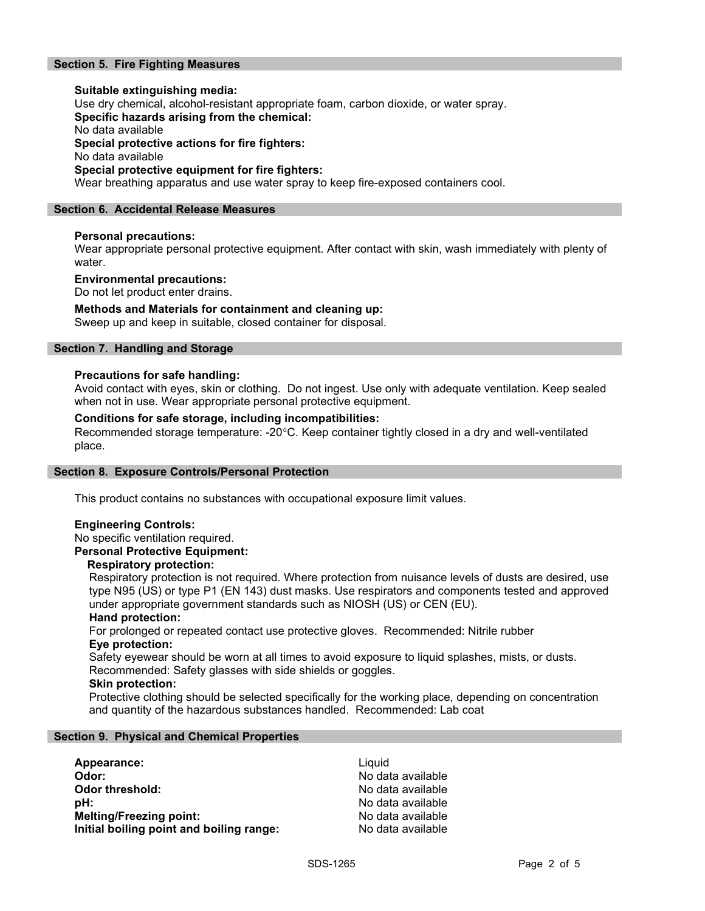## Section 5. Fire Fighting Measures

**Suitable extinguishing media:**
Use dry chemical, alcohol-resistant appropriate foam, carbon dioxide, or water spray.
**Specific hazards arising from the chemical:**
No data available
**Special protective actions for fire fighters:**
No data available
**Special protective equipment for fire fighters:**
Wear breathing apparatus and use water spray to keep fire-exposed containers cool.

## Section 6. Accidental Release Measures

**Personal precautions:**
Wear appropriate personal protective equipment. After contact with skin, wash immediately with plenty of water.

**Environmental precautions:**
Do not let product enter drains.

**Methods and Materials for containment and cleaning up:**
Sweep up and keep in suitable, closed container for disposal.

## Section 7. Handling and Storage

**Precautions for safe handling:**
Avoid contact with eyes, skin or clothing. Do not ingest. Use only with adequate ventilation. Keep sealed when not in use. Wear appropriate personal protective equipment.

**Conditions for safe storage, including incompatibilities:**
Recommended storage temperature: -20°C. Keep container tightly closed in a dry and well-ventilated place.

## Section 8. Exposure Controls/Personal Protection

This product contains no substances with occupational exposure limit values.

**Engineering Controls:**
No specific ventilation required.
**Personal Protective Equipment:**
**Respiratory protection:**
Respiratory protection is not required. Where protection from nuisance levels of dusts are desired, use type N95 (US) or type P1 (EN 143) dust masks. Use respirators and components tested and approved under appropriate government standards such as NIOSH (US) or CEN (EU).
**Hand protection:**
For prolonged or repeated contact use protective gloves. Recommended: Nitrile rubber
**Eye protection:**
Safety eyewear should be worn at all times to avoid exposure to liquid splashes, mists, or dusts. Recommended: Safety glasses with side shields or goggles.
**Skin protection:**
Protective clothing should be selected specifically for the working place, depending on concentration and quantity of the hazardous substances handled. Recommended: Lab coat

## Section 9. Physical and Chemical Properties

| | |
|---|---|
| **Appearance:** | Liquid |
| **Odor:** | No data available |
| **Odor threshold:** | No data available |
| **pH:** | No data available |
| **Melting/Freezing point:** | No data available |
| **Initial boiling point and boiling range:** | No data available |

SDS-1265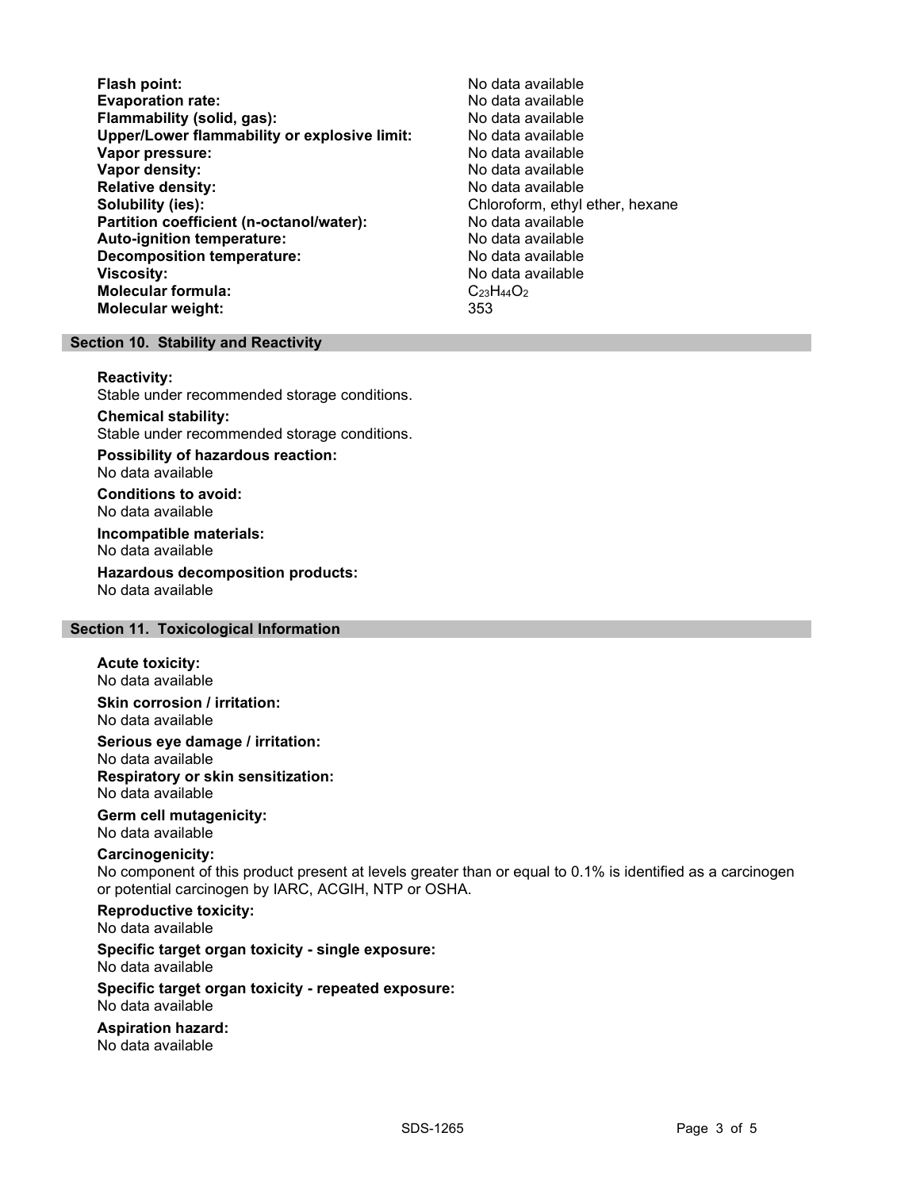| | |
|---|---|
| **Flash point:** | No data available |
| **Evaporation rate:** | No data available |
| **Flammability (solid, gas):** | No data available |
| **Upper/Lower flammability or explosive limit:** | No data available |
| **Vapor pressure:** | No data available |
| **Vapor density:** | No data available |
| **Relative density:** | No data available |
| **Solubility (ies):** | Chloroform, ethyl ether, hexane |
| **Partition coefficient (n-octanol/water):** | No data available |
| **Auto-ignition temperature:** | No data available |
| **Decomposition temperature:** | No data available |
| **Viscosity:** | No data available |
| **Molecular formula:** | $C_{23}H_{44}O_2$ |
| **Molecular weight:** | 353 |

## Section 10. Stability and Reactivity

**Reactivity:**
Stable under recommended storage conditions.

**Chemical stability:**
Stable under recommended storage conditions.

**Possibility of hazardous reaction:**
No data available

**Conditions to avoid:**
No data available

**Incompatible materials:**
No data available

**Hazardous decomposition products:**
No data available

## Section 11. Toxicological Information

**Acute toxicity:**
No data available

**Skin corrosion / irritation:**
No data available

**Serious eye damage / irritation:**
No data available

**Respiratory or skin sensitization:**
No data available

**Germ cell mutagenicity:**
No data available

**Carcinogenicity:**
No component of this product present at levels greater than or equal to 0.1% is identified as a carcinogen or potential carcinogen by IARC, ACGIH, NTP or OSHA.

**Reproductive toxicity:**
No data available

**Specific target organ toxicity - single exposure:**
No data available

**Specific target organ toxicity - repeated exposure:**
No data available

**Aspiration hazard:**
No data available

SDS-1265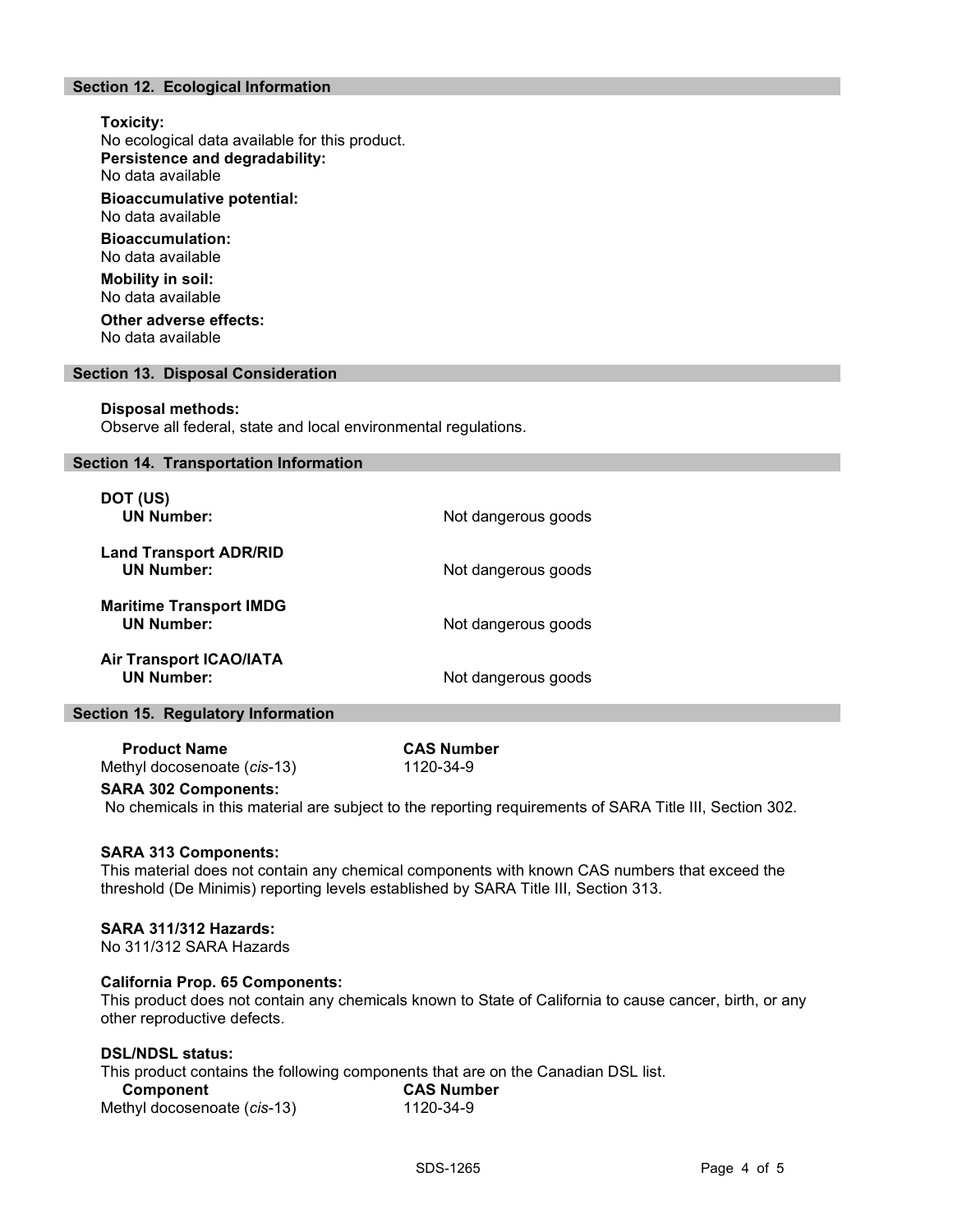## Section 12. Ecological Information

**Toxicity:**
No ecological data available for this product.

**Persistence and degradability:**
No data available

**Bioaccumulative potential:**
No data available

**Bioaccumulation:**
No data available

**Mobility in soil:**
No data available

**Other adverse effects:**
No data available

## Section 13. Disposal Consideration

**Disposal methods:**
Observe all federal, state and local environmental regulations.

## Section 14. Transportation Information

**DOT (US)**
**UN Number:** Not dangerous goods

**Land Transport ADR/RID**
**UN Number:** Not dangerous goods

**Maritime Transport IMDG**
**UN Number:** Not dangerous goods

**Air Transport ICAO/IATA**
**UN Number:** Not dangerous goods

## Section 15. Regulatory Information

| Product Name | CAS Number |
|---|---|
| Methyl docosenoate (*cis*-13) | 1120-34-9 |

**SARA 302 Components:**
No chemicals in this material are subject to the reporting requirements of SARA Title III, Section 302.

**SARA 313 Components:**
This material does not contain any chemical components with known CAS numbers that exceed the threshold (De Minimis) reporting levels established by SARA Title III, Section 313.

**SARA 311/312 Hazards:**
No 311/312 SARA Hazards

**California Prop. 65 Components:**
This product does not contain any chemicals known to State of California to cause cancer, birth, or any other reproductive defects.

**DSL/NDSL status:**
This product contains the following components that are on the Canadian DSL list.

| Component | CAS Number |
|---|---|
| Methyl docosenoate (*cis*-13) | 1120-34-9 |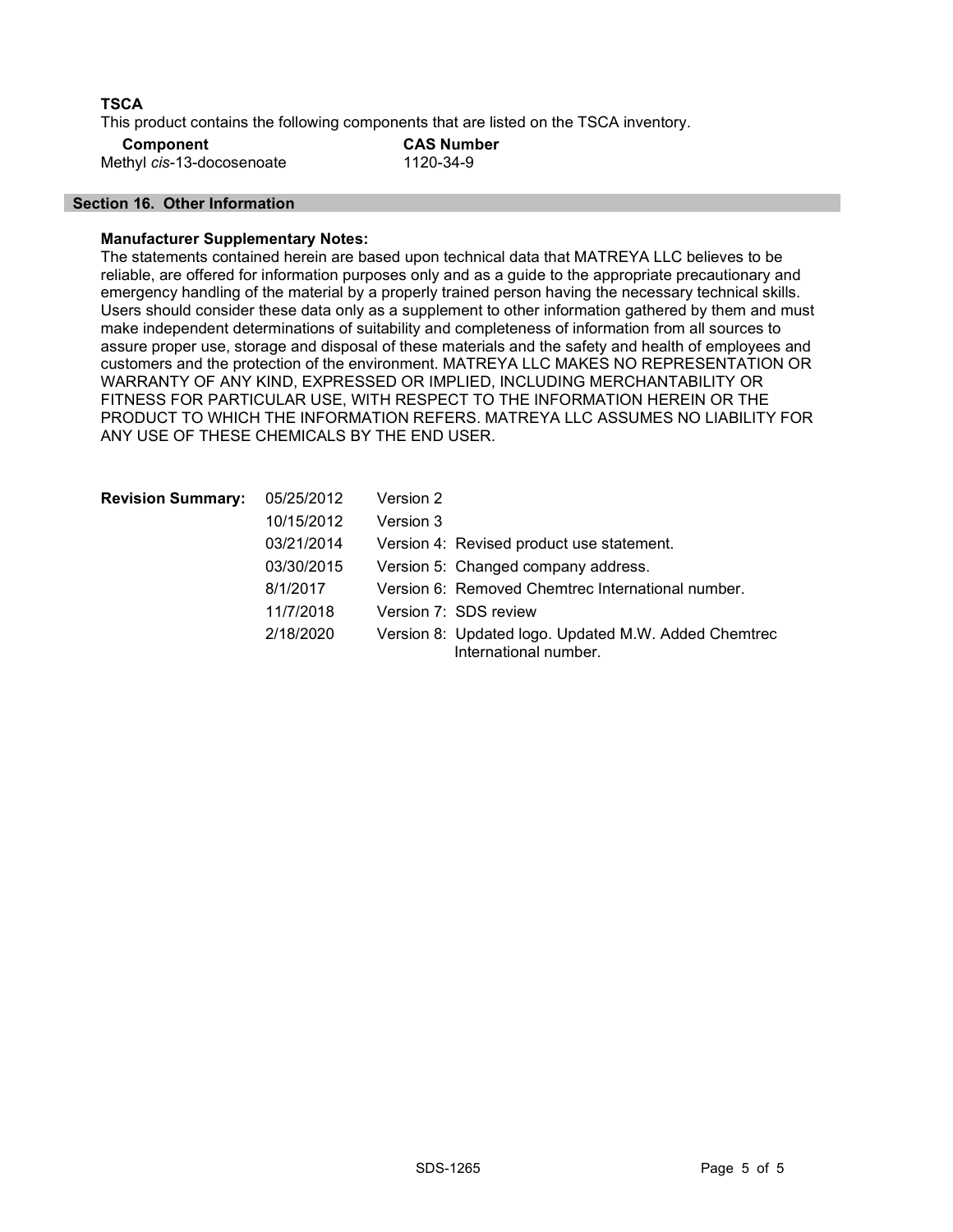**TSCA**

This product contains the following components that are listed on the TSCA inventory.

| Component | CAS Number |
| --- | --- |
| Methyl *cis*-13-docosenoate | 1120-34-9 |

## Section 16. Other Information

**Manufacturer Supplementary Notes:**

The statements contained herein are based upon technical data that MATREYA LLC believes to be reliable, are offered for information purposes only and as a guide to the appropriate precautionary and emergency handling of the material by a properly trained person having the necessary technical skills. Users should consider these data only as a supplement to other information gathered by them and must make independent determinations of suitability and completeness of information from all sources to assure proper use, storage and disposal of these materials and the safety and health of employees and customers and the protection of the environment. MATREYA LLC MAKES NO REPRESENTATION OR WARRANTY OF ANY KIND, EXPRESSED OR IMPLIED, INCLUDING MERCHANTABILITY OR FITNESS FOR PARTICULAR USE, WITH RESPECT TO THE INFORMATION HEREIN OR THE PRODUCT TO WHICH THE INFORMATION REFERS. MATREYA LLC ASSUMES NO LIABILITY FOR ANY USE OF THESE CHEMICALS BY THE END USER.

| | | |
| --- | --- | --- |
| **Revision Summary:** | 05/25/2012 | Version 2 |
| | 10/15/2012 | Version 3 |
| | 03/21/2014 | Version 4: Revised product use statement. |
| | 03/30/2015 | Version 5: Changed company address. |
| | 8/1/2017 | Version 6: Removed Chemtrec International number. |
| | 11/7/2018 | Version 7: SDS review |
| | 2/18/2020 | Version 8: Updated logo. Updated M.W. Added Chemtrec International number. |

SDS-1265